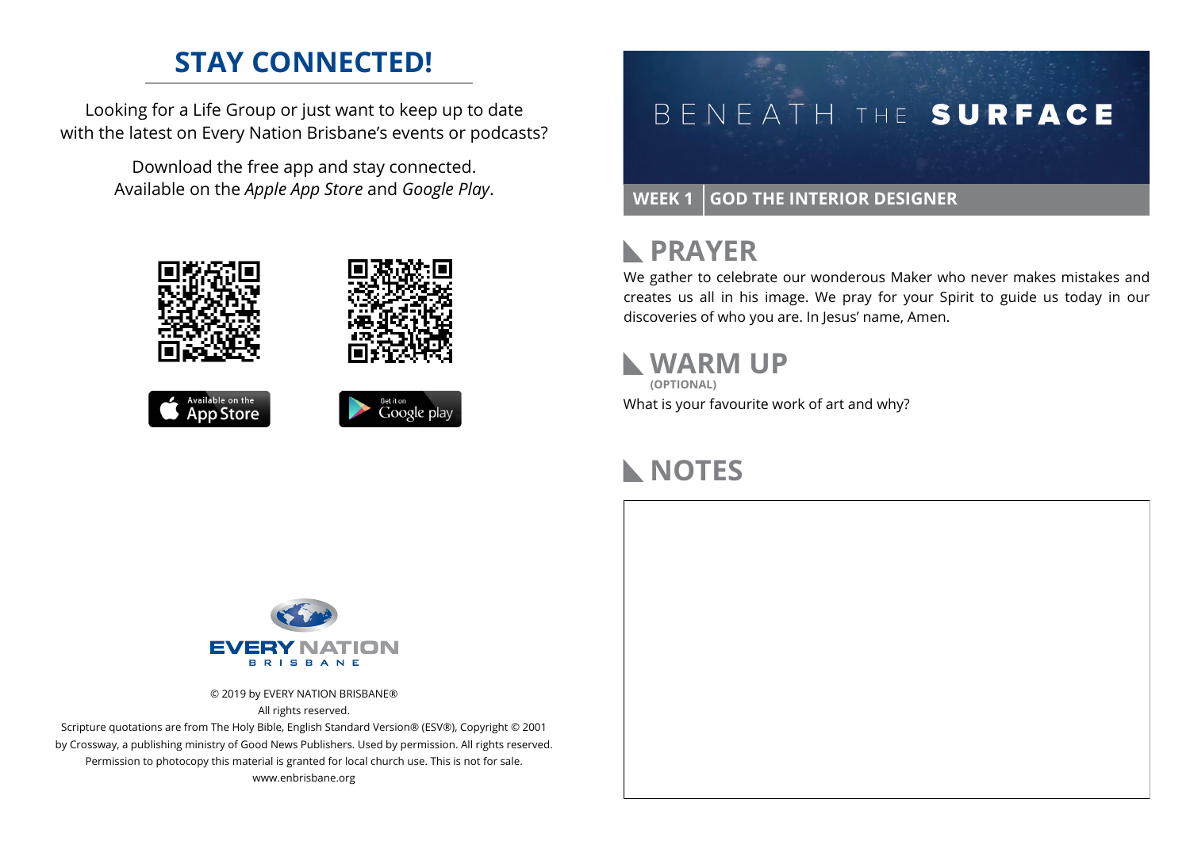## STAY CONNECTED!

Looking for a Life Group or just want to keep up to date with the latest on Every Nation Brisbane's events or podcasts?

Download the free app and stay connected.
Available on the *Apple App Store* and *Google Play*.

Available on the App Store

Get it on Google play

EVERY NATION
BRISBANE

© 2019 by EVERY NATION BRISBANE®
All rights reserved.
Scripture quotations are from The Holy Bible, English Standard Version® (ESV®), Copyright © 2001 by Crossway, a publishing ministry of Good News Publishers. Used by permission. All rights reserved.
Permission to photocopy this material is granted for local church use. This is not for sale.
www.enbrisbane.org

# BENEATH THE SURFACE

**WEEK 1 | GOD THE INTERIOR DESIGNER**

## PRAYER

We gather to celebrate our wonderous Maker who never makes mistakes and creates us all in his image. We pray for your Spirit to guide us today in our discoveries of who you are. In Jesus' name, Amen.

## WARM UP

**(OPTIONAL)**

What is your favourite work of art and why?

## NOTES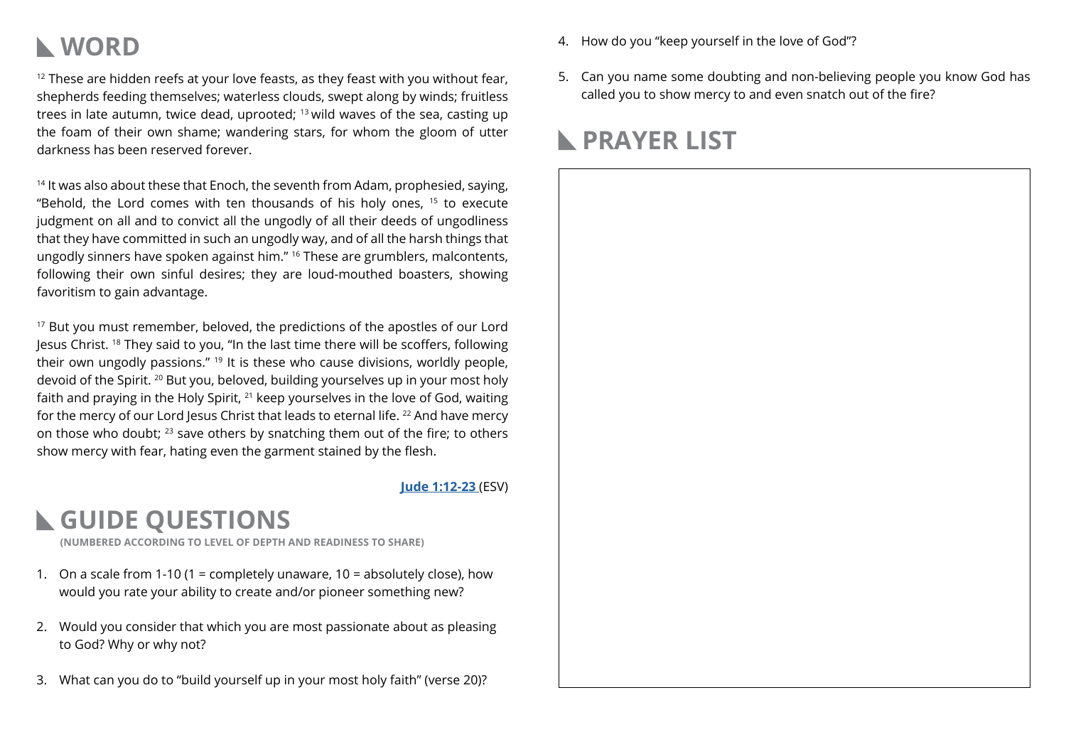## WORD

[12] These are hidden reefs at your love feasts, as they feast with you without fear, shepherds feeding themselves; waterless clouds, swept along by winds; fruitless trees in late autumn, twice dead, uprooted; [13] wild waves of the sea, casting up the foam of their own shame; wandering stars, for whom the gloom of utter darkness has been reserved forever.

[14] It was also about these that Enoch, the seventh from Adam, prophesied, saying, "Behold, the Lord comes with ten thousands of his holy ones, [15] to execute judgment on all and to convict all the ungodly of all their deeds of ungodliness that they have committed in such an ungodly way, and of all the harsh things that ungodly sinners have spoken against him." [16] These are grumblers, malcontents, following their own sinful desires; they are loud-mouthed boasters, showing favoritism to gain advantage.

[17] But you must remember, beloved, the predictions of the apostles of our Lord Jesus Christ. [18] They said to you, "In the last time there will be scoffers, following their own ungodly passions." [19] It is these who cause divisions, worldly people, devoid of the Spirit. [20] But you, beloved, building yourselves up in your most holy faith and praying in the Holy Spirit, [21] keep yourselves in the love of God, waiting for the mercy of our Lord Jesus Christ that leads to eternal life. [22] And have mercy on those who doubt; [23] save others by snatching them out of the fire; to others show mercy with fear, hating even the garment stained by the flesh.

**Jude 1:12-23** (ESV)

## GUIDE QUESTIONS

**(NUMBERED ACCORDING TO LEVEL OF DEPTH AND READINESS TO SHARE)**

1. On a scale from 1-10 (1 = completely unaware, 10 = absolutely close), how would you rate your ability to create and/or pioneer something new?
2. Would you consider that which you are most passionate about as pleasing to God? Why or why not?
3. What can you do to "build yourself up in your most holy faith" (verse 20)?
4. How do you "keep yourself in the love of God"?
5. Can you name some doubting and non-believing people you know God has called you to show mercy to and even snatch out of the fire?

## PRAYER LIST